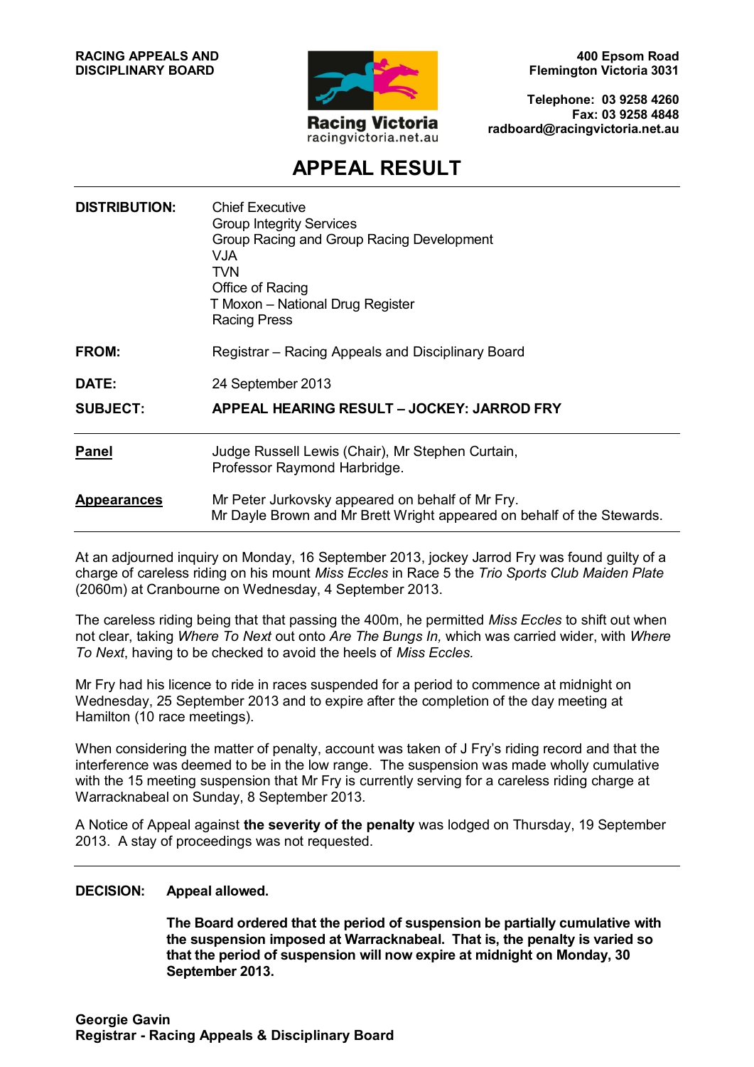**RACING APPEALS AND DISCIPLINARY BOARD**

**400 Epsom Road**
**Flemington Victoria 3031**

**Telephone: 03 9258 4260**
**Fax: 03 9258 4848**
**radboard@racingvictoria.net.au**

Racing Victoria
racingvictoria.net.au

# APPEAL RESULT

| | |
|---|---|
| **DISTRIBUTION:** | Chief Executive<br>Group Integrity Services<br>Group Racing and Group Racing Development<br>VJA<br>TVN<br>Office of Racing<br>T Moxon – National Drug Register<br>Racing Press |
| **FROM:** | Registrar – Racing Appeals and Disciplinary Board |
| **DATE:** | 24 September 2013 |
| **SUBJECT:** | **APPEAL HEARING RESULT – JOCKEY: JARROD FRY** |

| | |
|---|---|
| **Panel** | Judge Russell Lewis (Chair), Mr Stephen Curtain, Professor Raymond Harbridge. |
| **Appearances** | Mr Peter Jurkovsky appeared on behalf of Mr Fry.<br>Mr Dayle Brown and Mr Brett Wright appeared on behalf of the Stewards. |

At an adjourned inquiry on Monday, 16 September 2013, jockey Jarrod Fry was found guilty of a charge of careless riding on his mount *Miss Eccles* in Race 5 the *Trio Sports Club Maiden Plate* (2060m) at Cranbourne on Wednesday, 4 September 2013.

The careless riding being that that passing the 400m, he permitted *Miss Eccles* to shift out when not clear, taking *Where To Next* out onto *Are The Bungs In,* which was carried wider, with *Where To Next*, having to be checked to avoid the heels of *Miss Eccles.*

Mr Fry had his licence to ride in races suspended for a period to commence at midnight on Wednesday, 25 September 2013 and to expire after the completion of the day meeting at Hamilton (10 race meetings).

When considering the matter of penalty, account was taken of J Fry's riding record and that the interference was deemed to be in the low range. The suspension was made wholly cumulative with the 15 meeting suspension that Mr Fry is currently serving for a careless riding charge at Warracknabeal on Sunday, 8 September 2013.

A Notice of Appeal against **the severity of the penalty** was lodged on Thursday, 19 September 2013. A stay of proceedings was not requested.

**DECISION:** **Appeal allowed.**

**The Board ordered that the period of suspension be partially cumulative with the suspension imposed at Warracknabeal. That is, the penalty is varied so that the period of suspension will now expire at midnight on Monday, 30 September 2013.**

**Georgie Gavin**
**Registrar - Racing Appeals & Disciplinary Board**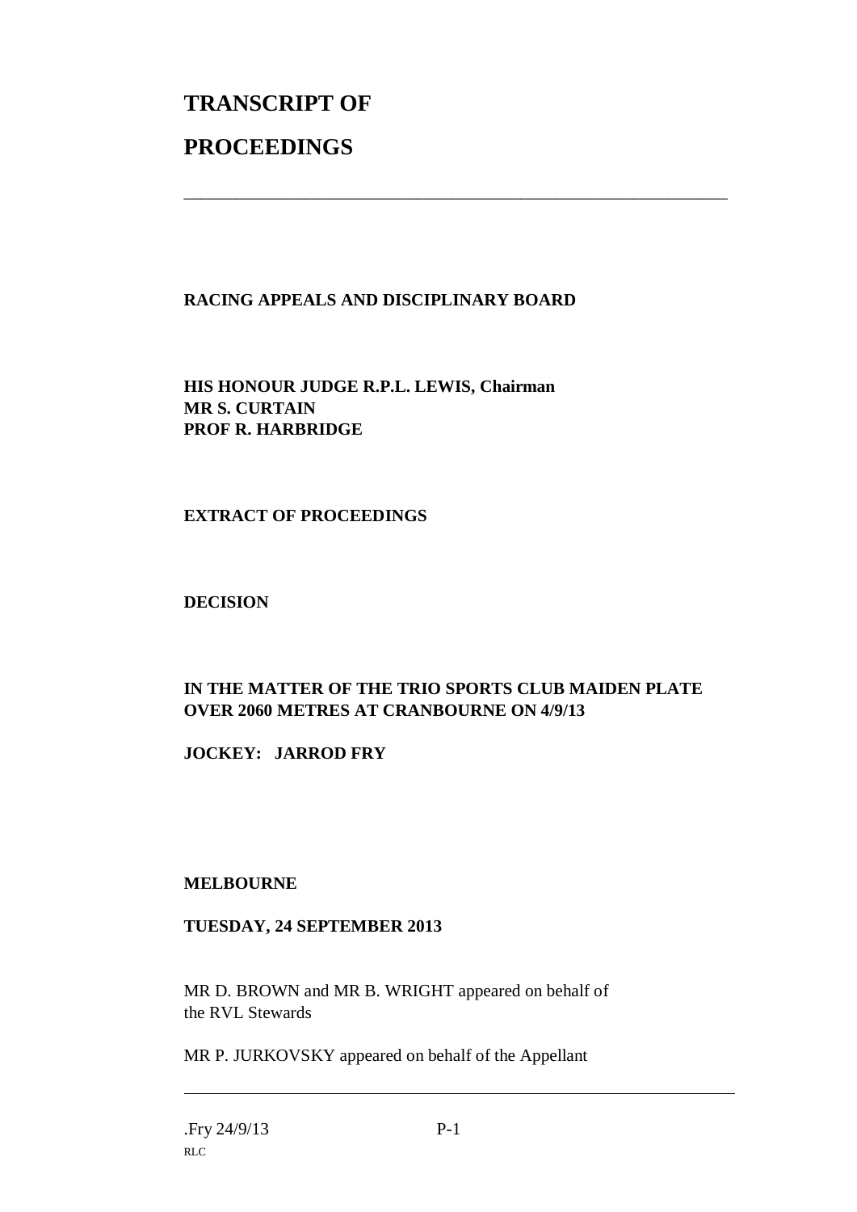# TRANSCRIPT OF PROCEEDINGS

---

**RACING APPEALS AND DISCIPLINARY BOARD**

**HIS HONOUR JUDGE R.P.L. LEWIS, Chairman**
**MR S. CURTAIN**
**PROF R. HARBRIDGE**

**EXTRACT OF PROCEEDINGS**

**DECISION**

**IN THE MATTER OF THE TRIO SPORTS CLUB MAIDEN PLATE OVER 2060 METRES AT CRANBOURNE ON 4/9/13**

**JOCKEY: JARROD FRY**

**MELBOURNE**

**TUESDAY, 24 SEPTEMBER 2013**

MR D. BROWN and MR B. WRIGHT appeared on behalf of the RVL Stewards

MR P. JURKOVSKY appeared on behalf of the Appellant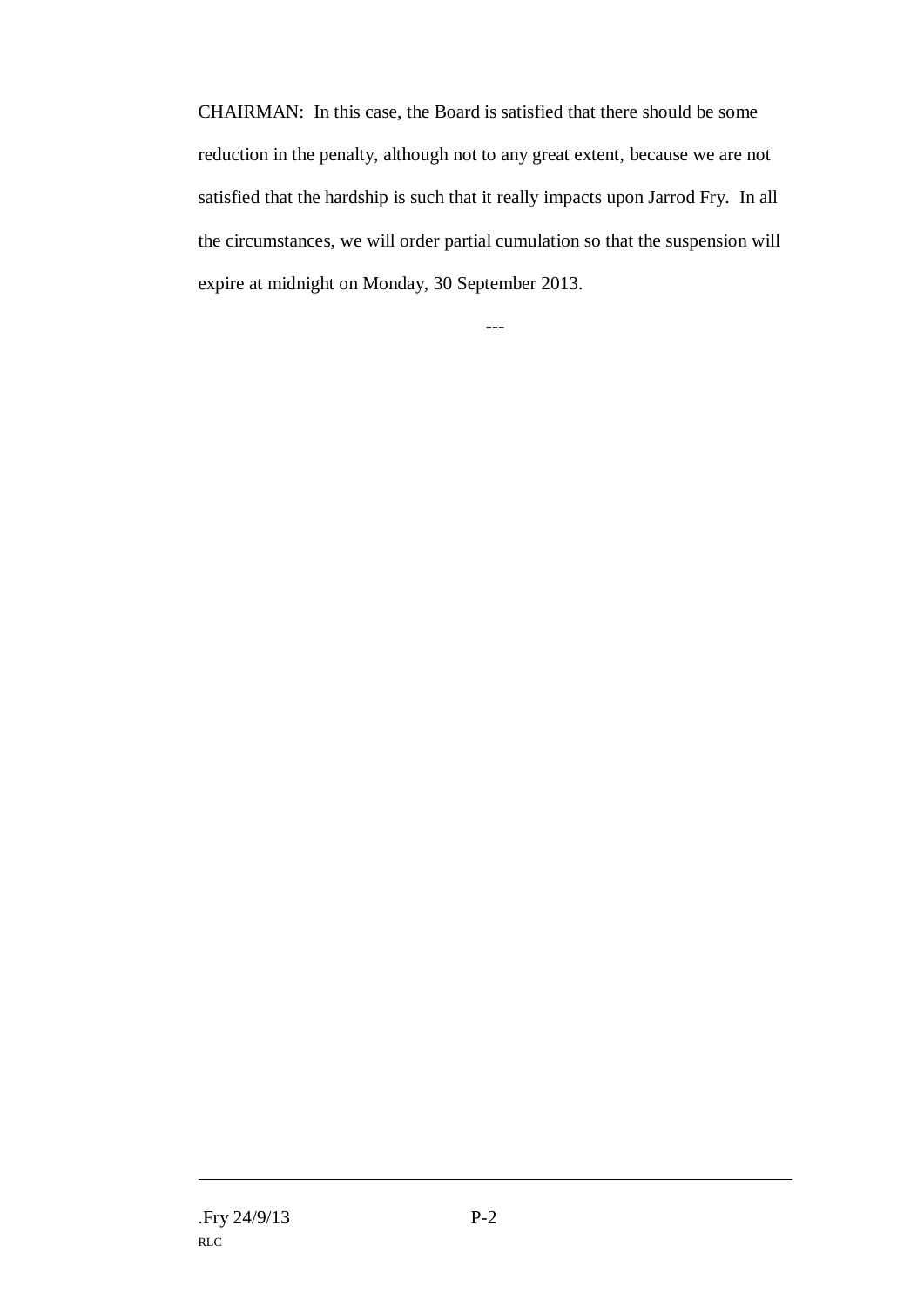CHAIRMAN: In this case, the Board is satisfied that there should be some reduction in the penalty, although not to any great extent, because we are not satisfied that the hardship is such that it really impacts upon Jarrod Fry. In all the circumstances, we will order partial cumulation so that the suspension will expire at midnight on Monday, 30 September 2013.

---